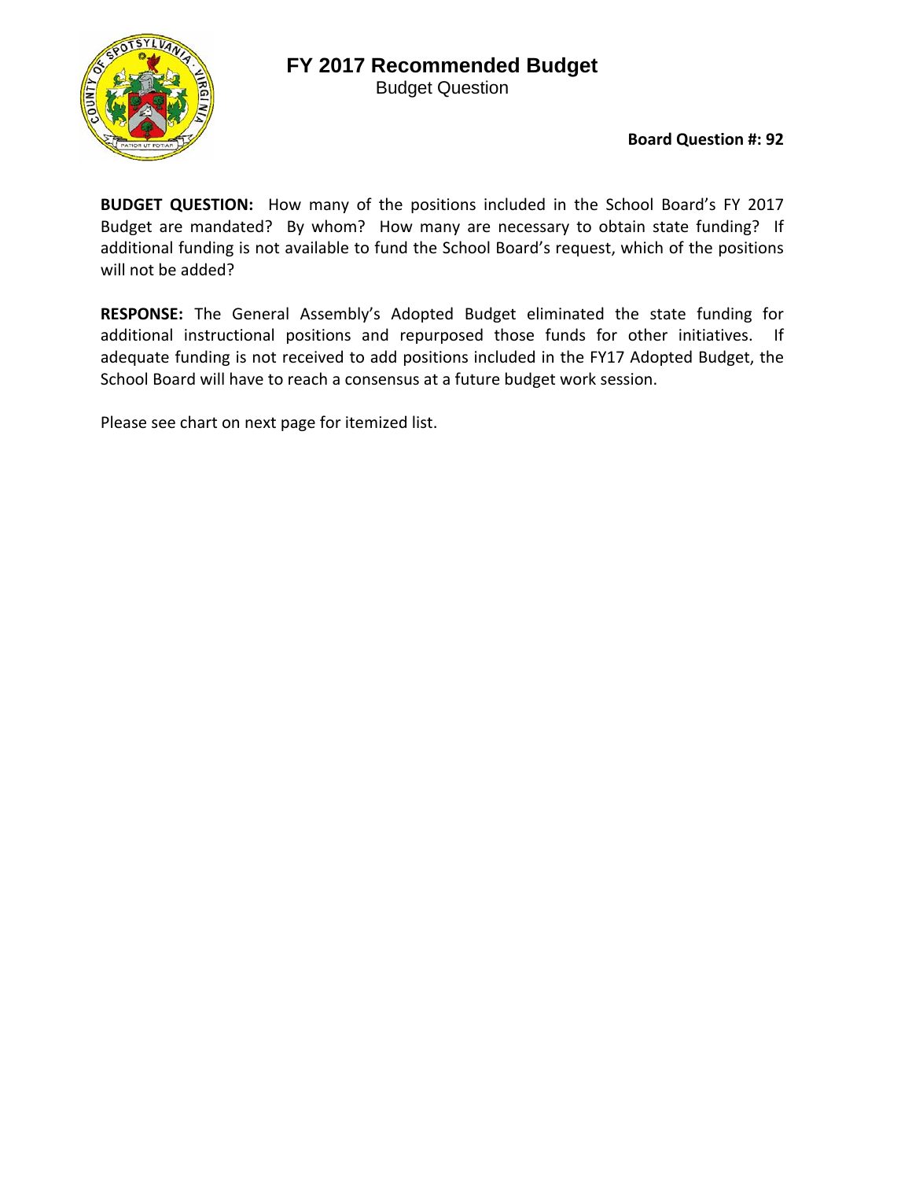# FY 2017 Recommended Budget

Budget Question

**Board Question #: 92**

**BUDGET QUESTION:** How many of the positions included in the School Board's FY 2017 Budget are mandated? By whom? How many are necessary to obtain state funding? If additional funding is not available to fund the School Board's request, which of the positions will not be added?

**RESPONSE:** The General Assembly's Adopted Budget eliminated the state funding for additional instructional positions and repurposed those funds for other initiatives. If adequate funding is not received to add positions included in the FY17 Adopted Budget, the School Board will have to reach a consensus at a future budget work session.

Please see chart on next page for itemized list.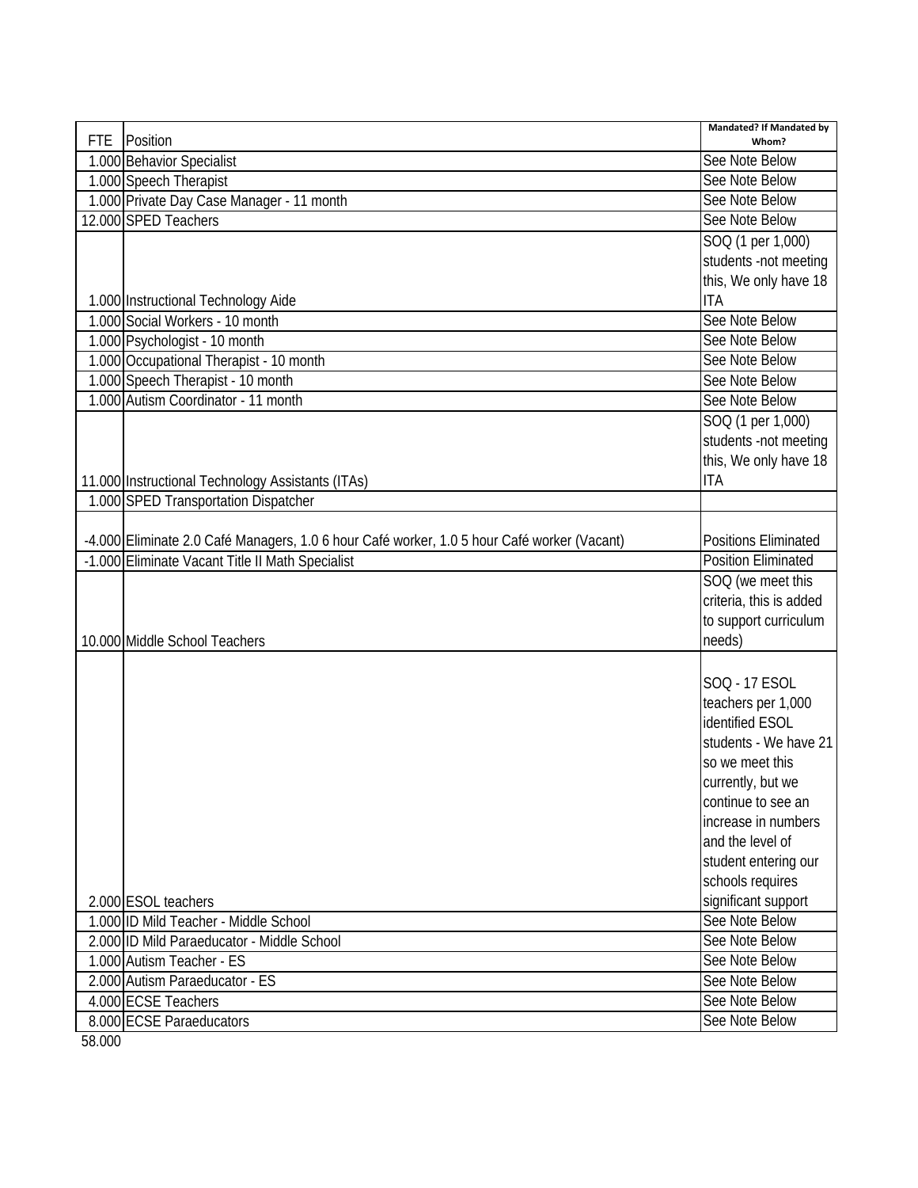| FTE | Position | Mandated? If Mandated by Whom? |
|---|---|---|
| 1.000 | Behavior Specialist | See Note Below |
| 1.000 | Speech Therapist | See Note Below |
| 1.000 | Private Day Case Manager - 11 month | See Note Below |
| 12.000 | SPED Teachers | See Note Below |
| 1.000 | Instructional Technology Aide | SOQ (1 per 1,000) students -not meeting this, We only have 18 ITA |
| 1.000 | Social Workers - 10 month | See Note Below |
| 1.000 | Psychologist - 10 month | See Note Below |
| 1.000 | Occupational Therapist - 10 month | See Note Below |
| 1.000 | Speech Therapist - 10 month | See Note Below |
| 1.000 | Autism Coordinator - 11 month | See Note Below |
| 11.000 | Instructional Technology Assistants (ITAs) | SOQ (1 per 1,000) students -not meeting this, We only have 18 ITA |
| 1.000 | SPED Transportation Dispatcher | |
| -4.000 | Eliminate 2.0 Café Managers, 1.0 6 hour Café worker, 1.0 5 hour Café worker (Vacant) | Positions Eliminated |
| -1.000 | Eliminate Vacant Title II Math Specialist | Position Eliminated |
| 10.000 | Middle School Teachers | SOQ (we meet this criteria, this is added to support curriculum needs) |
| 2.000 | ESOL teachers | SOQ - 17 ESOL teachers per 1,000 identified ESOL students - We have 21 so we meet this currently, but we continue to see an increase in numbers and the level of student entering our schools requires significant support |
| 1.000 | ID Mild Teacher - Middle School | See Note Below |
| 2.000 | ID Mild Paraeducator - Middle School | See Note Below |
| 1.000 | Autism Teacher - ES | See Note Below |
| 2.000 | Autism Paraeducator - ES | See Note Below |
| 4.000 | ECSE Teachers | See Note Below |
| 8.000 | ECSE Paraeducators | See Note Below |
| 58.000 | | |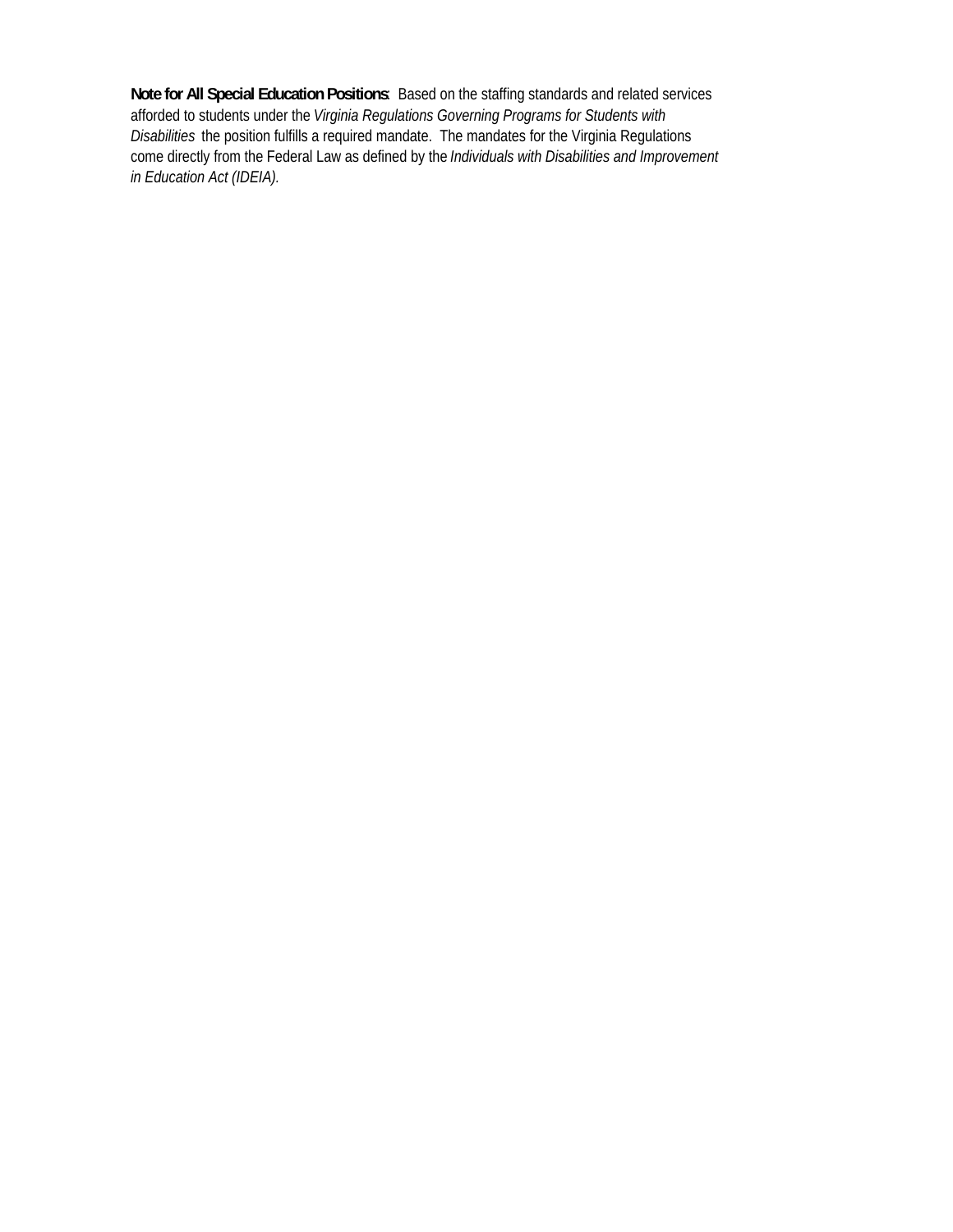**Note for All Special Education Positions**: Based on the staffing standards and related services afforded to students under the *Virginia Regulations Governing Programs for Students with Disabilities* the position fulfills a required mandate. The mandates for the Virginia Regulations come directly from the Federal Law as defined by the *Individuals with Disabilities and Improvement in Education Act (IDEIA).*